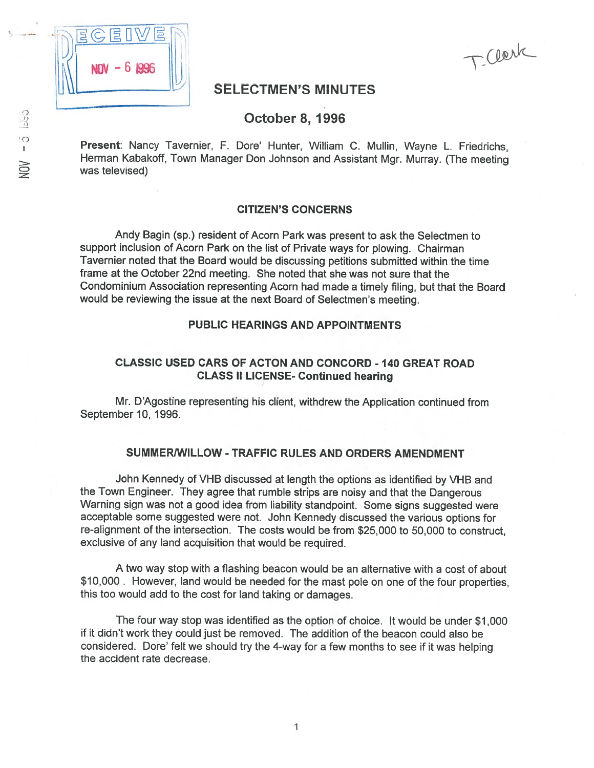# SELECTMEN'S MINUTES

## October 8, 1996

**Present**: Nancy Tavernier, F. Dore' Hunter, William C. Mullin, Wayne L. Friedrichs, Herman Kabakoff, Town Manager Don Johnson and Assistant Mgr. Murray. (The meeting was televised)

### CITIZEN'S CONCERNS

Andy Bagin (sp.) resident of Acorn Park was present to ask the Selectmen to support inclusion of Acorn Park on the list of Private ways for plowing. Chairman Tavernier noted that the Board would be discussing petitions submitted within the time frame at the October 22nd meeting. She noted that she was not sure that the Condominium Association representing Acorn had made a timely filing, but that the Board would be reviewing the issue at the next Board of Selectmen's meeting.

### PUBLIC HEARINGS AND APPOINTMENTS

### CLASSIC USED CARS OF ACTON AND CONCORD - 140 GREAT ROAD CLASS II LICENSE- Continued hearing

Mr. D'Agostine representing his client, withdrew the Application continued from September 10, 1996.

### SUMMER/WILLOW - TRAFFIC RULES AND ORDERS AMENDMENT

John Kennedy of VHB discussed at length the options as identified by VHB and the Town Engineer. They agree that rumble strips are noisy and that the Dangerous Warning sign was not a good idea from liability standpoint. Some signs suggested were acceptable some suggested were not. John Kennedy discussed the various options for re-alignment of the intersection. The costs would be from $25,000 to 50,000 to construct, exclusive of any land acquisition that would be required.

A two way stop with a flashing beacon would be an alternative with a cost of about $10,000 . However, land would be needed for the mast pole on one of the four properties, this too would add to the cost for land taking or damages.

The four way stop was identified as the option of choice. It would be under $1,000 if it didn't work they could just be removed. The addition of the beacon could also be considered. Dore' felt we should try the 4-way for a few months to see if it was helping the accident rate decrease.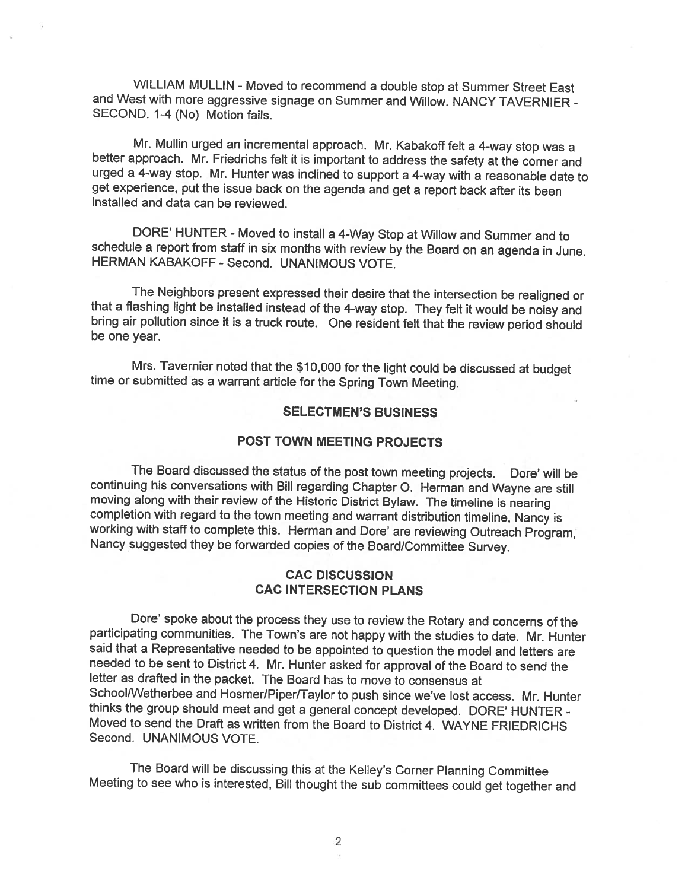WILLIAM MULLIN - Moved to recommend a double stop at Summer Street East and West with more aggressive signage on Summer and Willow. NANCY TAVERNIER - SECOND. 1-4 (No) Motion fails.

Mr. Mullin urged an incremental approach. Mr. Kabakoff felt a 4-way stop was a better approach. Mr. Friedrichs felt it is important to address the safety at the corner and urged a 4-way stop. Mr. Hunter was inclined to support a 4-way with a reasonable date to get experience, put the issue back on the agenda and get a report back after its been installed and data can be reviewed.

DORE' HUNTER - Moved to install a 4-Way Stop at Willow and Summer and to schedule a report from staff in six months with review by the Board on an agenda in June. HERMAN KABAKOFF - Second. UNANIMOUS VOTE.

The Neighbors present expressed their desire that the intersection be realigned or that a flashing light be installed instead of the 4-way stop. They felt it would be noisy and bring air pollution since it is a truck route. One resident felt that the review period should be one year.

Mrs. Tavernier noted that the $10,000 for the light could be discussed at budget time or submitted as a warrant article for the Spring Town Meeting.

## SELECTMEN'S BUSINESS

## POST TOWN MEETING PROJECTS

The Board discussed the status of the post town meeting projects. Dore' will be continuing his conversations with Bill regarding Chapter O. Herman and Wayne are still moving along with their review of the Historic District Bylaw. The timeline is nearing completion with regard to the town meeting and warrant distribution timeline, Nancy is working with staff to complete this. Herman and Dore' are reviewing Outreach Program, Nancy suggested they be forwarded copies of the Board/Committee Survey.

## CAC DISCUSSION
## CAC INTERSECTION PLANS

Dore' spoke about the process they use to review the Rotary and concerns of the participating communities. The Town's are not happy with the studies to date. Mr. Hunter said that a Representative needed to be appointed to question the model and letters are needed to be sent to District 4. Mr. Hunter asked for approval of the Board to send the letter as drafted in the packet. The Board has to move to consensus at School/Wetherbee and Hosmer/Piper/Taylor to push since we've lost access. Mr. Hunter thinks the group should meet and get a general concept developed. DORE' HUNTER - Moved to send the Draft as written from the Board to District 4. WAYNE FRIEDRICHS Second. UNANIMOUS VOTE.

The Board will be discussing this at the Kelley's Corner Planning Committee Meeting to see who is interested, Bill thought the sub committees could get together and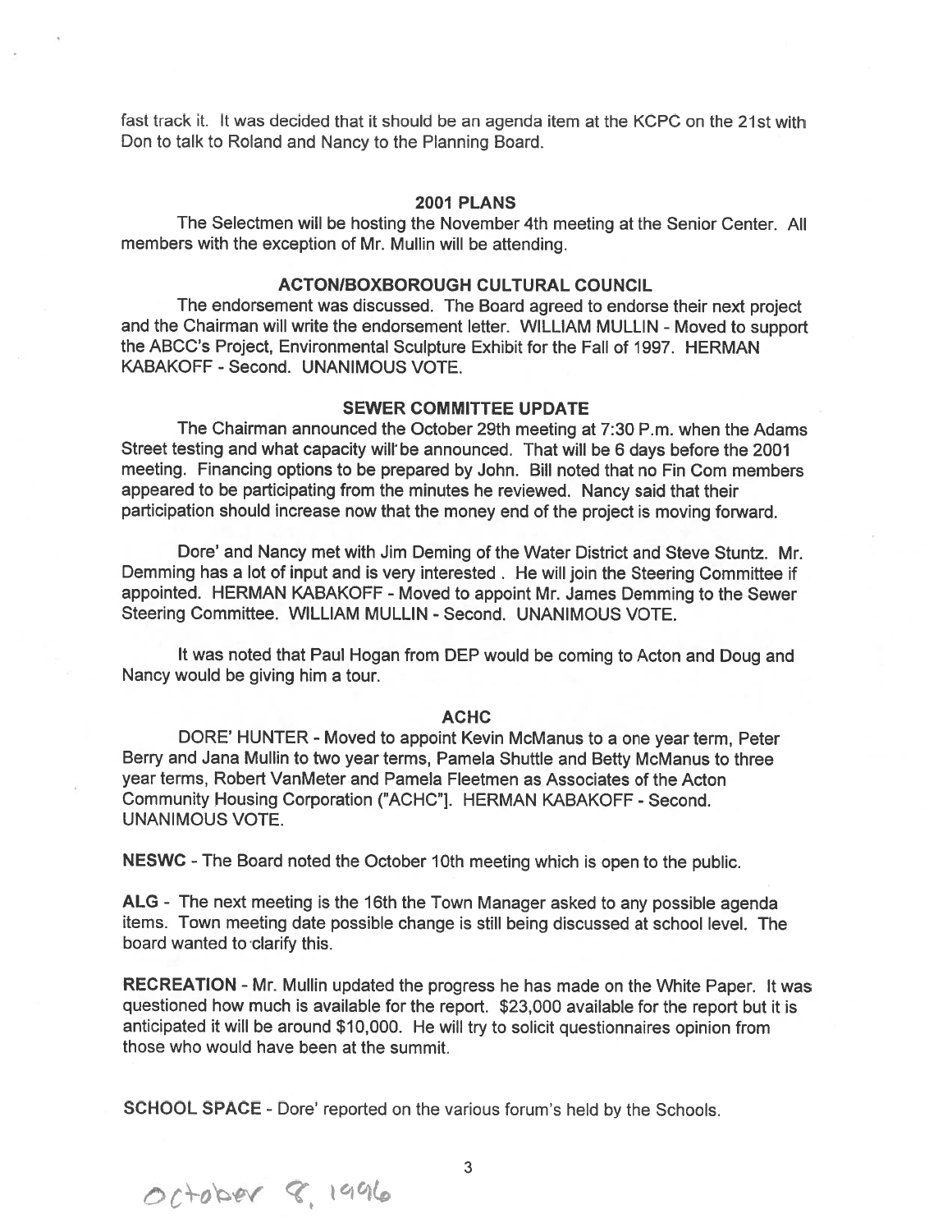fast track it. It was decided that it should be an agenda item at the KCPC on the 21st with Don to talk to Roland and Nancy to the Planning Board.

## 2001 PLANS

The Selectmen will be hosting the November 4th meeting at the Senior Center. All members with the exception of Mr. Mullin will be attending.

## ACTON/BOXBOROUGH CULTURAL COUNCIL

The endorsement was discussed. The Board agreed to endorse their next project and the Chairman will write the endorsement letter. WILLIAM MULLIN - Moved to support the ABCC's Project, Environmental Sculpture Exhibit for the Fall of 1997. HERMAN KABAKOFF - Second. UNANIMOUS VOTE.

## SEWER COMMITTEE UPDATE

The Chairman announced the October 29th meeting at 7:30 P.m. when the Adams Street testing and what capacity will be announced. That will be 6 days before the 2001 meeting. Financing options to be prepared by John. Bill noted that no Fin Com members appeared to be participating from the minutes he reviewed. Nancy said that their participation should increase now that the money end of the project is moving forward.

Dore' and Nancy met with Jim Deming of the Water District and Steve Stuntz. Mr. Demming has a lot of input and is very interested . He will join the Steering Committee if appointed. HERMAN KABAKOFF - Moved to appoint Mr. James Demming to the Sewer Steering Committee. WILLIAM MULLIN - Second. UNANIMOUS VOTE.

It was noted that Paul Hogan from DEP would be coming to Acton and Doug and Nancy would be giving him a tour.

## ACHC

DORE' HUNTER - Moved to appoint Kevin McManus to a one year term, Peter Berry and Jana Mullin to two year terms, Pamela Shuttle and Betty McManus to three year terms, Robert VanMeter and Pamela Fleetmen as Associates of the Acton Community Housing Corporation ("ACHC"]. HERMAN KABAKOFF - Second. UNANIMOUS VOTE.

**NESWC** - The Board noted the October 10th meeting which is open to the public.

**ALG** - The next meeting is the 16th the Town Manager asked to any possible agenda items. Town meeting date possible change is still being discussed at school level. The board wanted to clarify this.

**RECREATION** - Mr. Mullin updated the progress he has made on the White Paper. It was questioned how much is available for the report. $23,000 available for the report but it is anticipated it will be around $10,000. He will try to solicit questionnaires opinion from those who would have been at the summit.

**SCHOOL SPACE** - Dore' reported on the various forum's held by the Schools.

October 8, 1996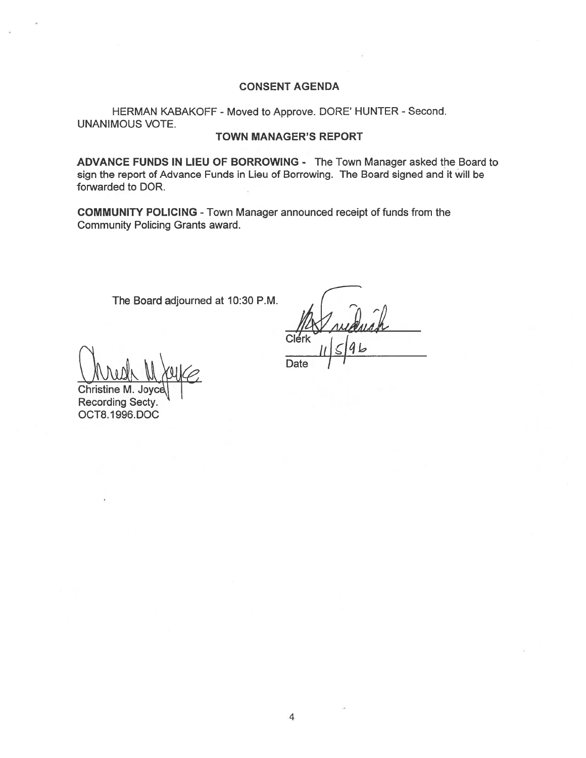## CONSENT AGENDA

HERMAN KABAKOFF - Moved to Approve. DORE' HUNTER - Second. UNANIMOUS VOTE.

## TOWN MANAGER'S REPORT

**ADVANCE FUNDS IN LIEU OF BORROWING -** The Town Manager asked the Board to sign the report of Advance Funds in Lieu of Borrowing. The Board signed and it will be forwarded to DOR.

**COMMUNITY POLICING** - Town Manager announced receipt of funds from the Community Policing Grants award.

The Board adjourned at 10:30 P.M.

Clerk

Date 11/5/96

Christine M. Joyce
Recording Secty.
OCT8.1996.DOC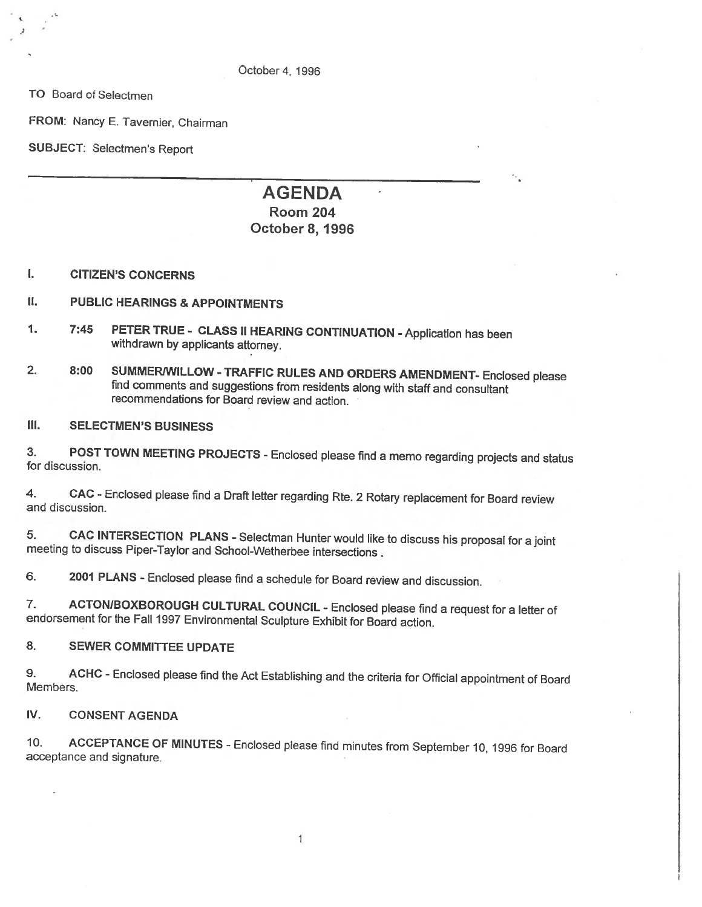October 4, 1996

TO Board of Selectmen

FROM: Nancy E. Tavernier, Chairman

SUBJECT: Selectmen's Report

---

# AGENDA
## Room 204
## October 8, 1996

**I. CITIZEN'S CONCERNS**

**II. PUBLIC HEARINGS & APPOINTMENTS**

1. **7:45 PETER TRUE - CLASS II HEARING CONTINUATION** - Application has been withdrawn by applicants attorney.

2. **8:00 SUMMER/WILLOW - TRAFFIC RULES AND ORDERS AMENDMENT**- Enclosed please find comments and suggestions from residents along with staff and consultant recommendations for Board review and action.

**III. SELECTMEN'S BUSINESS**

3. **POST TOWN MEETING PROJECTS** - Enclosed please find a memo regarding projects and status for discussion.

4. **CAC** - Enclosed please find a Draft letter regarding Rte. 2 Rotary replacement for Board review and discussion.

5. **CAC INTERSECTION PLANS** - Selectman Hunter would like to discuss his proposal for a joint meeting to discuss Piper-Taylor and School-Wetherbee intersections .

6. **2001 PLANS** - Enclosed please find a schedule for Board review and discussion.

7. **ACTON/BOXBOROUGH CULTURAL COUNCIL** - Enclosed please find a request for a letter of endorsement for the Fall 1997 Environmental Sculpture Exhibit for Board action.

8. **SEWER COMMITTEE UPDATE**

9. **ACHC** - Enclosed please find the Act Establishing and the criteria for Official appointment of Board Members.

**IV. CONSENT AGENDA**

10. **ACCEPTANCE OF MINUTES** - Enclosed please find minutes from September 10, 1996 for Board acceptance and signature.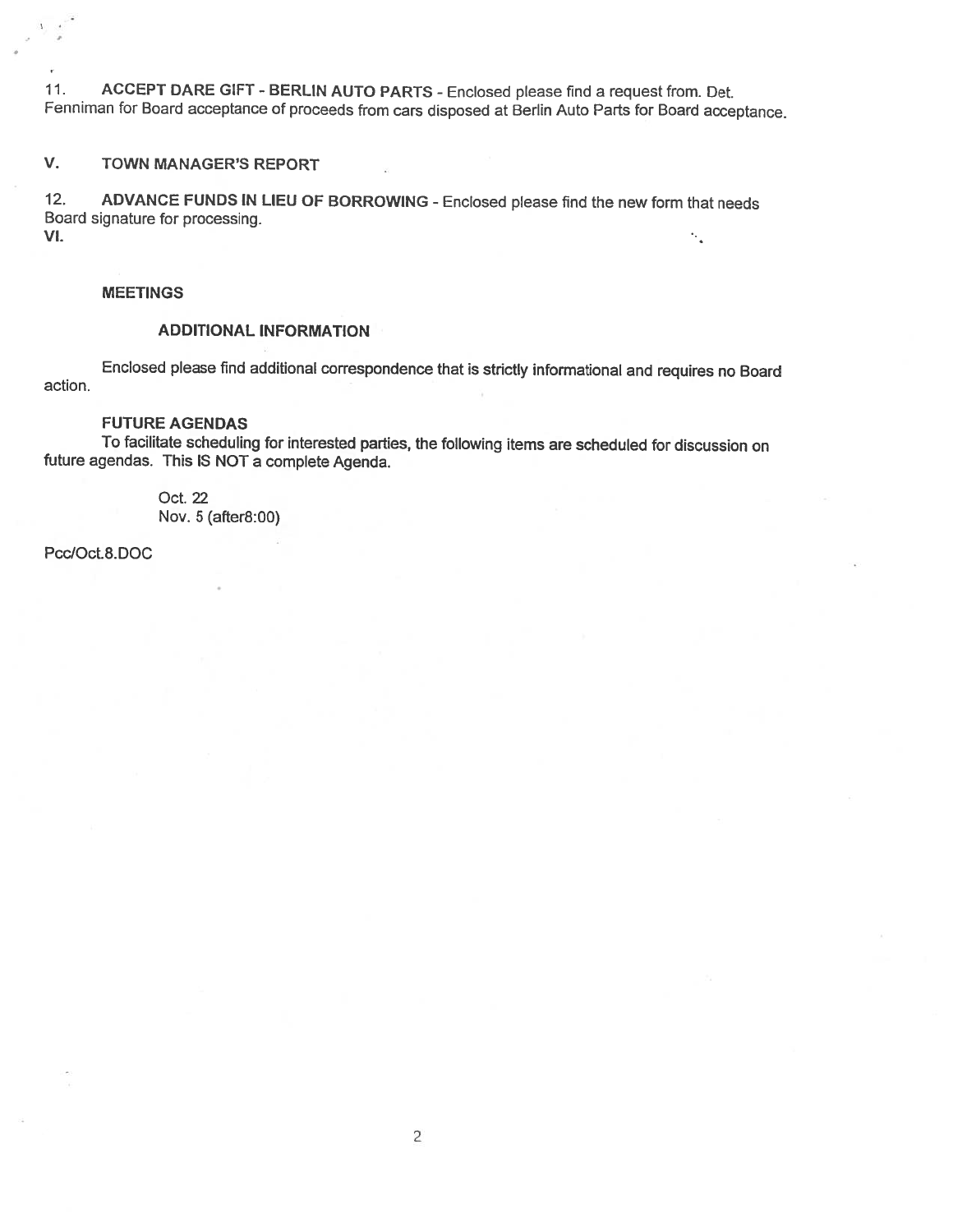11. **ACCEPT DARE GIFT - BERLIN AUTO PARTS** - Enclosed please find a request from. Det. Fenniman for Board acceptance of proceeds from cars disposed at Berlin Auto Parts for Board acceptance.

## V. TOWN MANAGER'S REPORT

12. **ADVANCE FUNDS IN LIEU OF BORROWING** - Enclosed please find the new form that needs Board signature for processing.

## VI.

### MEETINGS

### ADDITIONAL INFORMATION

Enclosed please find additional correspondence that is strictly informational and requires no Board action.

### FUTURE AGENDAS

To facilitate scheduling for interested parties, the following items are scheduled for discussion on future agendas. This IS NOT a complete Agenda.

Oct. 22
Nov. 5 (after8:00)

Pcc/Oct.8.DOC